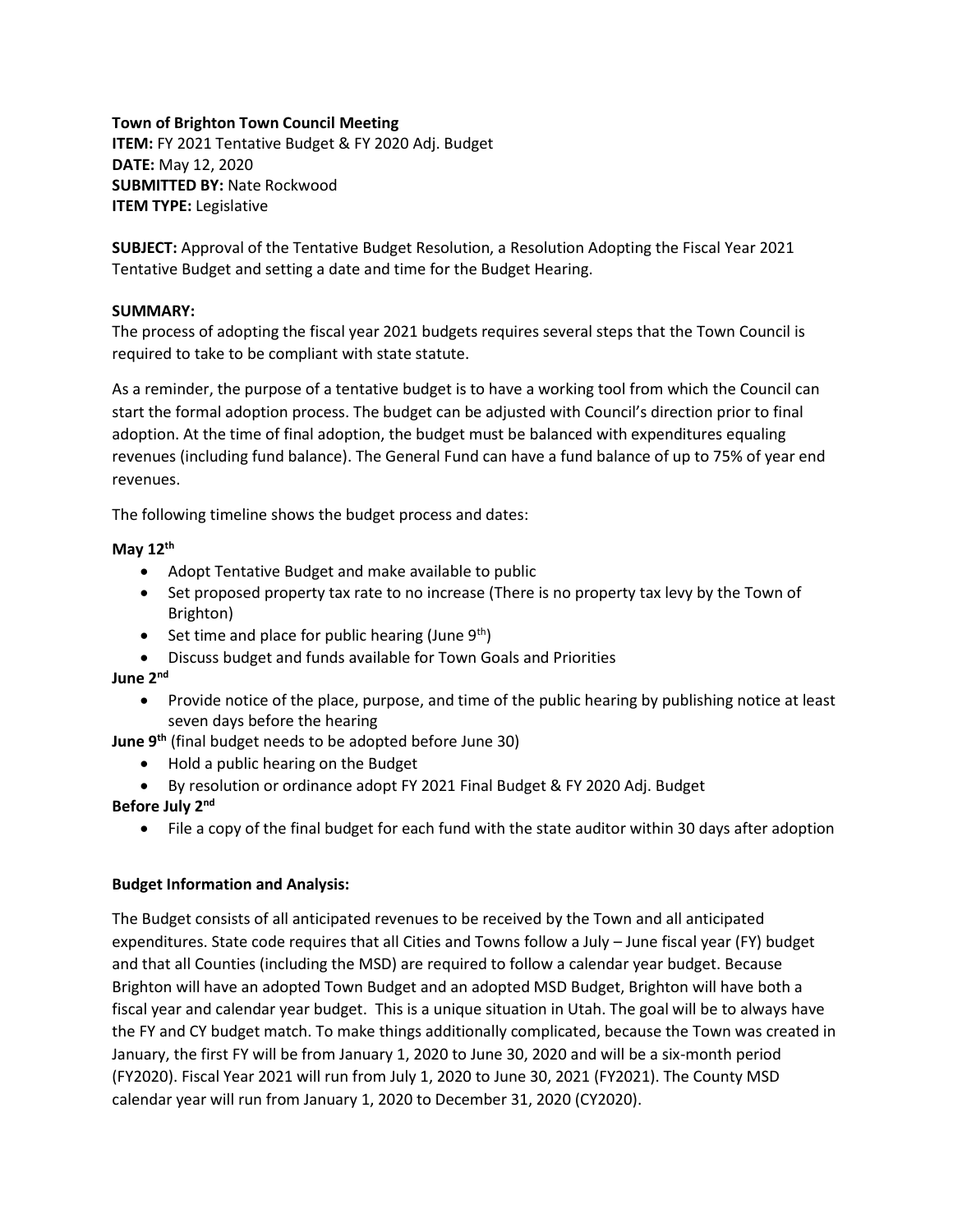**Town of Brighton Town Council Meeting**
**ITEM:** FY 2021 Tentative Budget & FY 2020 Adj. Budget
**DATE:** May 12, 2020
**SUBMITTED BY:** Nate Rockwood
**ITEM TYPE:** Legislative

**SUBJECT:** Approval of the Tentative Budget Resolution, a Resolution Adopting the Fiscal Year 2021 Tentative Budget and setting a date and time for the Budget Hearing.

**SUMMARY:**
The process of adopting the fiscal year 2021 budgets requires several steps that the Town Council is required to take to be compliant with state statute.

As a reminder, the purpose of a tentative budget is to have a working tool from which the Council can start the formal adoption process. The budget can be adjusted with Council's direction prior to final adoption. At the time of final adoption, the budget must be balanced with expenditures equaling revenues (including fund balance). The General Fund can have a fund balance of up to 75% of year end revenues.

The following timeline shows the budget process and dates:

**May 12th**

- Adopt Tentative Budget and make available to public
- Set proposed property tax rate to no increase (There is no property tax levy by the Town of Brighton)
- Set time and place for public hearing (June 9th)
- Discuss budget and funds available for Town Goals and Priorities

**June 2nd**

- Provide notice of the place, purpose, and time of the public hearing by publishing notice at least seven days before the hearing

**June 9th** (final budget needs to be adopted before June 30)

- Hold a public hearing on the Budget
- By resolution or ordinance adopt FY 2021 Final Budget & FY 2020 Adj. Budget

**Before July 2nd**

- File a copy of the final budget for each fund with the state auditor within 30 days after adoption

**Budget Information and Analysis:**

The Budget consists of all anticipated revenues to be received by the Town and all anticipated expenditures. State code requires that all Cities and Towns follow a July – June fiscal year (FY) budget and that all Counties (including the MSD) are required to follow a calendar year budget. Because Brighton will have an adopted Town Budget and an adopted MSD Budget, Brighton will have both a fiscal year and calendar year budget. This is a unique situation in Utah. The goal will be to always have the FY and CY budget match. To make things additionally complicated, because the Town was created in January, the first FY will be from January 1, 2020 to June 30, 2020 and will be a six-month period (FY2020). Fiscal Year 2021 will run from July 1, 2020 to June 30, 2021 (FY2021). The County MSD calendar year will run from January 1, 2020 to December 31, 2020 (CY2020).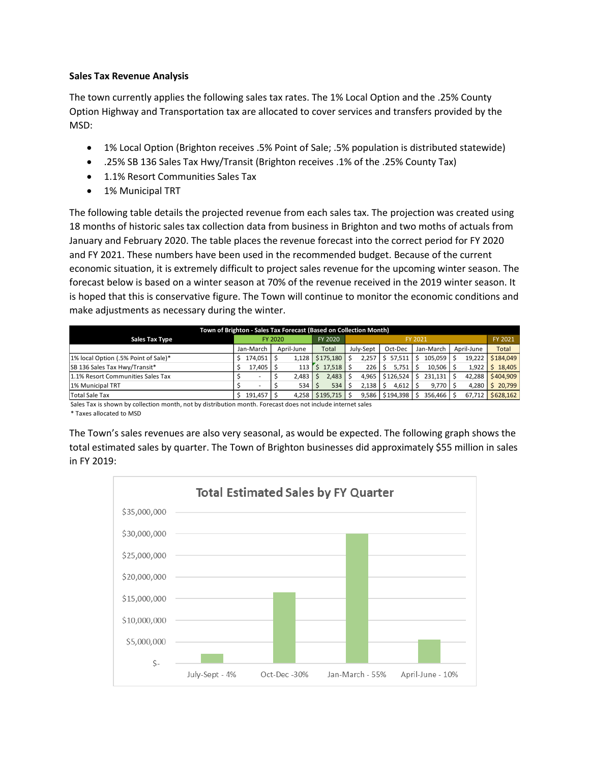**Sales Tax Revenue Analysis**

The town currently applies the following sales tax rates. The 1% Local Option and the .25% County Option Highway and Transportation tax are allocated to cover services and transfers provided by the MSD:

- 1% Local Option (Brighton receives .5% Point of Sale; .5% population is distributed statewide)
- .25% SB 136 Sales Tax Hwy/Transit (Brighton receives .1% of the .25% County Tax)
- 1.1% Resort Communities Sales Tax
- 1% Municipal TRT

The following table details the projected revenue from each sales tax. The projection was created using 18 months of historic sales tax collection data from business in Brighton and two moths of actuals from January and February 2020. The table places the revenue forecast into the correct period for FY 2020 and FY 2021. These numbers have been used in the recommended budget. Because of the current economic situation, it is extremely difficult to project sales revenue for the upcoming winter season. The forecast below is based on a winter season at 70% of the revenue received in the 2019 winter season. It is hoped that this is conservative figure. The Town will continue to monitor the economic conditions and make adjustments as necessary during the winter.

**Town of Brighton - Sales Tax Forecast (Based on Collection Month)**

| Sales Tax Type | FY 2020 | | FY 2020 | FY 2021 | | | | FY 2021 |
|---|---|---|---|---|---|---|---|---|
| | Jan-March | April-June | Total | July-Sept | Oct-Dec | Jan-March | April-June | Total |
| 1% local Option (.5% Point of Sale)* | $ 174,051 | $ 1,128 | $175,180 | $ 2,257 | $ 57,511 | $ 105,059 | $ 19,222 | $184,049 |
| SB 136 Sales Tax Hwy/Transit* | $ 17,405 | $ 113 | $ 17,518 | $ 226 | $ 5,751 | $ 10,506 | $ 1,922 | $ 18,405 |
| 1.1% Resort Communities Sales Tax | $ - | $ 2,483 | $ 2,483 | $ 4,965 | $126,524 | $ 231,131 | $ 42,288 | $404,909 |
| 1% Municipal TRT | $ - | $ 534 | $ 534 | $ 2,138 | $ 4,612 | $ 9,770 | $ 4,280 | $ 20,799 |
| Total Sale Tax | $ 191,457 | $ 4,258 | $195,715 | $ 9,586 | $194,398 | $ 356,466 | $ 67,712 | $628,162 |

Sales Tax is shown by collection month, not by distribution month. Forecast does not include internet sales

\* Taxes allocated to MSD

The Town's sales revenues are also very seasonal, as would be expected. The following graph shows the total estimated sales by quarter. The Town of Brighton businesses did approximately $55 million in sales in FY 2019:

**Total Estimated Sales by FY Quarter**

| FY Quarter | Share |
|---|---|
| July-Sept | 4% |
| Oct-Dec | 30% |
| Jan-March | 55% |
| April-June | 10% |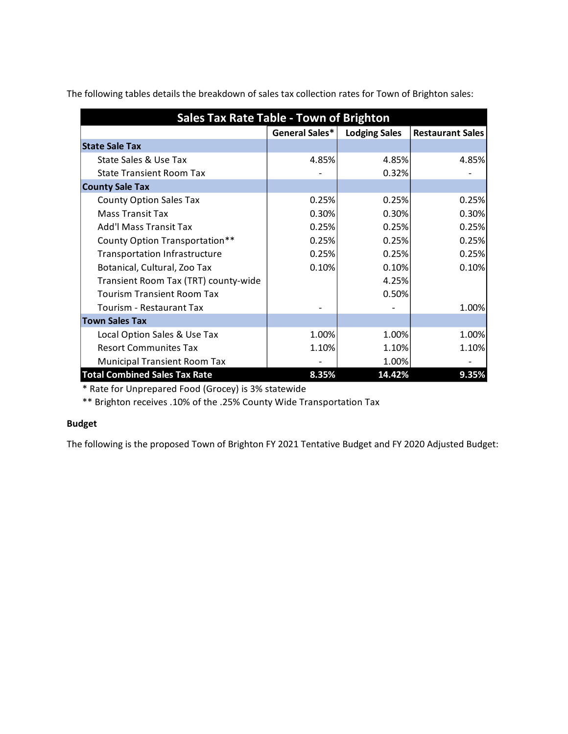The following tables details the breakdown of sales tax collection rates for Town of Brighton sales:

| Sales Tax Rate Table - Town of Brighton | | | |
|---|---|---|---|
| | General Sales* | Lodging Sales | Restaurant Sales |
| **State Sale Tax** | | | |
| State Sales & Use Tax | 4.85% | 4.85% | 4.85% |
| State Transient Room Tax | - | 0.32% | - |
| **County Sale Tax** | | | |
| County Option Sales Tax | 0.25% | 0.25% | 0.25% |
| Mass Transit Tax | 0.30% | 0.30% | 0.30% |
| Add'l Mass Transit Tax | 0.25% | 0.25% | 0.25% |
| County Option Transportation** | 0.25% | 0.25% | 0.25% |
| Transportation Infrastructure | 0.25% | 0.25% | 0.25% |
| Botanical, Cultural, Zoo Tax | 0.10% | 0.10% | 0.10% |
| Transient Room Tax (TRT) county-wide | | 4.25% | |
| Tourism Transient Room Tax | | 0.50% | |
| Tourism - Restaurant Tax | - | - | 1.00% |
| **Town Sales Tax** | | | |
| Local Option Sales & Use Tax | 1.00% | 1.00% | 1.00% |
| Resort Communites Tax | 1.10% | 1.10% | 1.10% |
| Municipal Transient Room Tax | - | 1.00% | - |
| **Total Combined Sales Tax Rate** | **8.35%** | **14.42%** | **9.35%** |

* Rate for Unprepared Food (Grocey) is 3% statewide

** Brighton receives .10% of the .25% County Wide Transportation Tax

**Budget**

The following is the proposed Town of Brighton FY 2021 Tentative Budget and FY 2020 Adjusted Budget: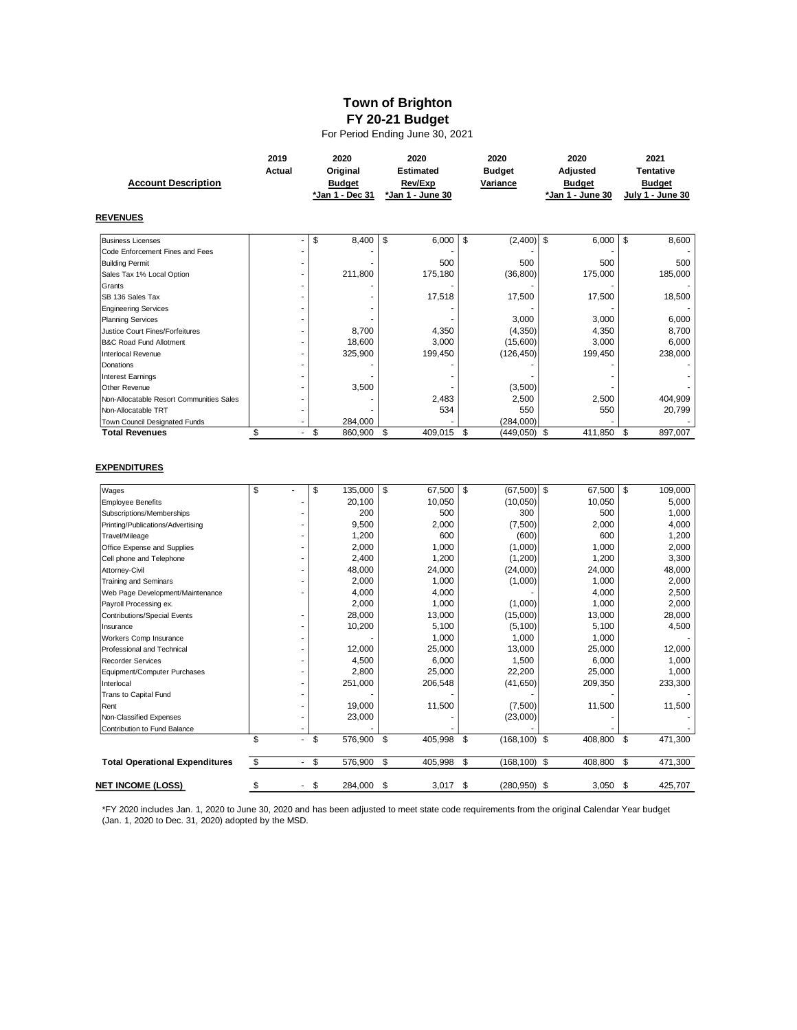# Town of Brighton

## FY 20-21 Budget

For Period Ending June 30, 2021

| Account Description | 2019 Actual | 2020 Original Budget *Jan 1 - Dec 31 | 2020 Estimated Rev/Exp *Jan 1 - June 30 | 2020 Budget Variance | 2020 Adjusted Budget *Jan 1 - June 30 | 2021 Tentative Budget July 1 - June 30 |
|---|---|---|---|---|---|---|
| **REVENUES** | | | | | | |
| Business Licenses | - | $ 8,400 | $ 6,000 | $ (2,400) | $ 6,000 | $ 8,600 |
| Code Enforcement Fines and Fees | - | - | - | - | - | - |
| Building Permit | - | - | 500 | 500 | 500 | 500 |
| Sales Tax 1% Local Option | - | 211,800 | 175,180 | (36,800) | 175,000 | 185,000 |
| Grants | - | - | - | - | - | - |
| SB 136 Sales Tax | - | - | 17,518 | 17,500 | 17,500 | 18,500 |
| Engineering Services | - | - | - | - | - | - |
| Planning Services | - | - | - | 3,000 | 3,000 | 6,000 |
| Justice Court Fines/Forfeitures | - | 8,700 | 4,350 | (4,350) | 4,350 | 8,700 |
| B&C Road Fund Allotment | - | 18,600 | 3,000 | (15,600) | 3,000 | 6,000 |
| Interlocal Revenue | - | 325,900 | 199,450 | (126,450) | 199,450 | 238,000 |
| Donations | - | - | - | - | - | - |
| Interest Earnings | - | - | - | - | - | - |
| Other Revenue | - | 3,500 | - | (3,500) | - | - |
| Non-Allocatable Resort Communities Sales | - | - | 2,483 | 2,500 | 2,500 | 404,909 |
| Non-Allocatable TRT | - | - | 534 | 550 | 550 | 20,799 |
| Town Council Designated Funds | - | 284,000 | - | (284,000) | - | - |
| **Total Revenues** | $ - | $ 860,900 | $ 409,015 | $ (449,050) | $ 411,850 | $ 897,007 |
| **EXPENDITURES** | | | | | | |
| Wages | $ - | $ 135,000 | $ 67,500 | $ (67,500) | $ 67,500 | $ 109,000 |
| Employee Benefits | - | 20,100 | 10,050 | (10,050) | 10,050 | 5,000 |
| Subscriptions/Memberships | - | 200 | 500 | 300 | 500 | 1,000 |
| Printing/Publications/Advertising | - | 9,500 | 2,000 | (7,500) | 2,000 | 4,000 |
| Travel/Mileage | - | 1,200 | 600 | (600) | 600 | 1,200 |
| Office Expense and Supplies | - | 2,000 | 1,000 | (1,000) | 1,000 | 2,000 |
| Cell phone and Telephone | - | 2,400 | 1,200 | (1,200) | 1,200 | 3,300 |
| Attorney-Civil | - | 48,000 | 24,000 | (24,000) | 24,000 | 48,000 |
| Training and Seminars | - | 2,000 | 1,000 | (1,000) | 1,000 | 2,000 |
| Web Page Development/Maintenance | - | 4,000 | 4,000 | - | 4,000 | 2,500 |
| Payroll Processing ex. | | 2,000 | 1,000 | (1,000) | 1,000 | 2,000 |
| Contributions/Special Events | - | 28,000 | 13,000 | (15,000) | 13,000 | 28,000 |
| Insurance | - | 10,200 | 5,100 | (5,100) | 5,100 | 4,500 |
| Workers Comp Insurance | - | - | 1,000 | 1,000 | 1,000 | - |
| Professional and Technical | - | 12,000 | 25,000 | 13,000 | 25,000 | 12,000 |
| Recorder Services | - | 4,500 | 6,000 | 1,500 | 6,000 | 1,000 |
| Equipment/Computer Purchases | - | 2,800 | 25,000 | 22,200 | 25,000 | 1,000 |
| Interlocal | - | 251,000 | 206,548 | (41,650) | 209,350 | 233,300 |
| Trans to Capital Fund | - | - | - | - | - | - |
| Rent | - | 19,000 | 11,500 | (7,500) | 11,500 | 11,500 |
| Non-Classified Expenses | - | 23,000 | - | (23,000) | - | - |
| Contribution to Fund Balance | - | - | - | - | - | - |
| | $ - | $ 576,900 | $ 405,998 | $ (168,100) | $ 408,800 | $ 471,300 |
| **Total Operational Expenditures** | $ - | $ 576,900 | $ 405,998 | $ (168,100) | $ 408,800 | $ 471,300 |
| **NET INCOME (LOSS)** | $ - | $ 284,000 | $ 3,017 | $ (280,950) | $ 3,050 | $ 425,707 |

*FY 2020 includes Jan. 1, 2020 to June 30, 2020 and has been adjusted to meet state code requirements from the original Calendar Year budget (Jan. 1, 2020 to Dec. 31, 2020) adopted by the MSD.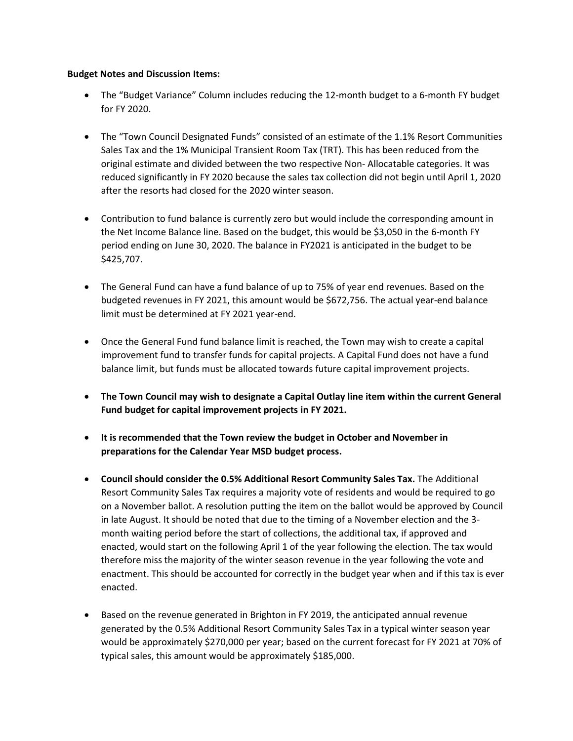**Budget Notes and Discussion Items:**

- The "Budget Variance" Column includes reducing the 12-month budget to a 6-month FY budget for FY 2020.
- The "Town Council Designated Funds" consisted of an estimate of the 1.1% Resort Communities Sales Tax and the 1% Municipal Transient Room Tax (TRT). This has been reduced from the original estimate and divided between the two respective Non- Allocatable categories. It was reduced significantly in FY 2020 because the sales tax collection did not begin until April 1, 2020 after the resorts had closed for the 2020 winter season.
- Contribution to fund balance is currently zero but would include the corresponding amount in the Net Income Balance line. Based on the budget, this would be $3,050 in the 6-month FY period ending on June 30, 2020. The balance in FY2021 is anticipated in the budget to be $425,707.
- The General Fund can have a fund balance of up to 75% of year end revenues. Based on the budgeted revenues in FY 2021, this amount would be $672,756. The actual year-end balance limit must be determined at FY 2021 year-end.
- Once the General Fund fund balance limit is reached, the Town may wish to create a capital improvement fund to transfer funds for capital projects. A Capital Fund does not have a fund balance limit, but funds must be allocated towards future capital improvement projects.
- **The Town Council may wish to designate a Capital Outlay line item within the current General Fund budget for capital improvement projects in FY 2021.**
- **It is recommended that the Town review the budget in October and November in preparations for the Calendar Year MSD budget process.**
- **Council should consider the 0.5% Additional Resort Community Sales Tax.** The Additional Resort Community Sales Tax requires a majority vote of residents and would be required to go on a November ballot. A resolution putting the item on the ballot would be approved by Council in late August. It should be noted that due to the timing of a November election and the 3-month waiting period before the start of collections, the additional tax, if approved and enacted, would start on the following April 1 of the year following the election. The tax would therefore miss the majority of the winter season revenue in the year following the vote and enactment. This should be accounted for correctly in the budget year when and if this tax is ever enacted.
- Based on the revenue generated in Brighton in FY 2019, the anticipated annual revenue generated by the 0.5% Additional Resort Community Sales Tax in a typical winter season year would be approximately $270,000 per year; based on the current forecast for FY 2021 at 70% of typical sales, this amount would be approximately $185,000.